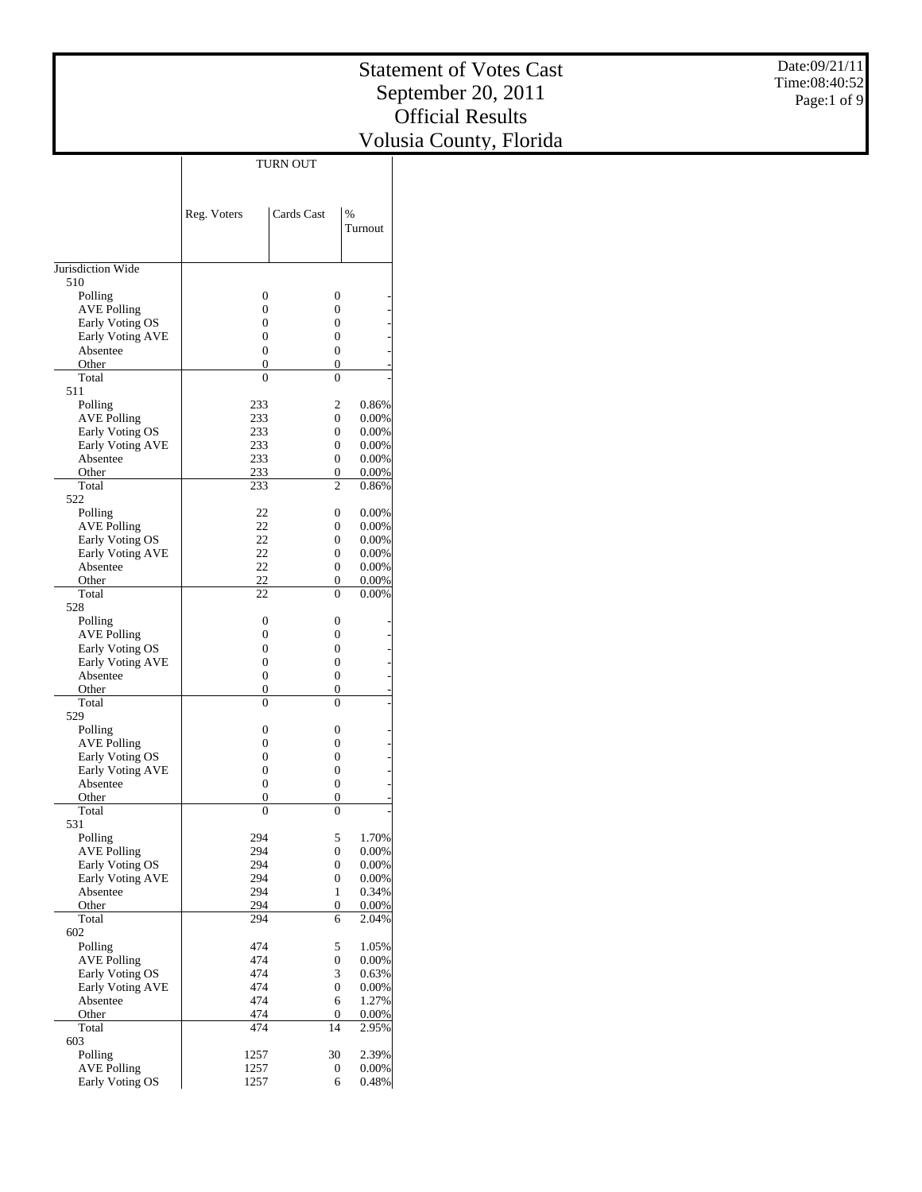# Statement of Votes Cast
## September 20, 2011
## Official Results
## Volusia County, Florida

Date:09/21/11
Time:08:40:52

| | TURN OUT | | |
|---|---|---|---|
| | Reg. Voters | Cards Cast | % Turnout |
| Jurisdiction Wide | | | |
| 510 | | | |
| Polling | 0 | 0 | - |
| AVE Polling | 0 | 0 | - |
| Early Voting OS | 0 | 0 | - |
| Early Voting AVE | 0 | 0 | - |
| Absentee | 0 | 0 | - |
| Other | 0 | 0 | - |
| Total | 0 | 0 | - |
| 511 | | | |
| Polling | 233 | 2 | 0.86% |
| AVE Polling | 233 | 0 | 0.00% |
| Early Voting OS | 233 | 0 | 0.00% |
| Early Voting AVE | 233 | 0 | 0.00% |
| Absentee | 233 | 0 | 0.00% |
| Other | 233 | 0 | 0.00% |
| Total | 233 | 2 | 0.86% |
| 522 | | | |
| Polling | 22 | 0 | 0.00% |
| AVE Polling | 22 | 0 | 0.00% |
| Early Voting OS | 22 | 0 | 0.00% |
| Early Voting AVE | 22 | 0 | 0.00% |
| Absentee | 22 | 0 | 0.00% |
| Other | 22 | 0 | 0.00% |
| Total | 22 | 0 | 0.00% |
| 528 | | | |
| Polling | 0 | 0 | - |
| AVE Polling | 0 | 0 | - |
| Early Voting OS | 0 | 0 | - |
| Early Voting AVE | 0 | 0 | - |
| Absentee | 0 | 0 | - |
| Other | 0 | 0 | - |
| Total | 0 | 0 | - |
| 529 | | | |
| Polling | 0 | 0 | - |
| AVE Polling | 0 | 0 | - |
| Early Voting OS | 0 | 0 | - |
| Early Voting AVE | 0 | 0 | - |
| Absentee | 0 | 0 | - |
| Other | 0 | 0 | - |
| Total | 0 | 0 | - |
| 531 | | | |
| Polling | 294 | 5 | 1.70% |
| AVE Polling | 294 | 0 | 0.00% |
| Early Voting OS | 294 | 0 | 0.00% |
| Early Voting AVE | 294 | 0 | 0.00% |
| Absentee | 294 | 1 | 0.34% |
| Other | 294 | 0 | 0.00% |
| Total | 294 | 6 | 2.04% |
| 602 | | | |
| Polling | 474 | 5 | 1.05% |
| AVE Polling | 474 | 0 | 0.00% |
| Early Voting OS | 474 | 3 | 0.63% |
| Early Voting AVE | 474 | 0 | 0.00% |
| Absentee | 474 | 6 | 1.27% |
| Other | 474 | 0 | 0.00% |
| Total | 474 | 14 | 2.95% |
| 603 | | | |
| Polling | 1257 | 30 | 2.39% |
| AVE Polling | 1257 | 0 | 0.00% |
| Early Voting OS | 1257 | 6 | 0.48% |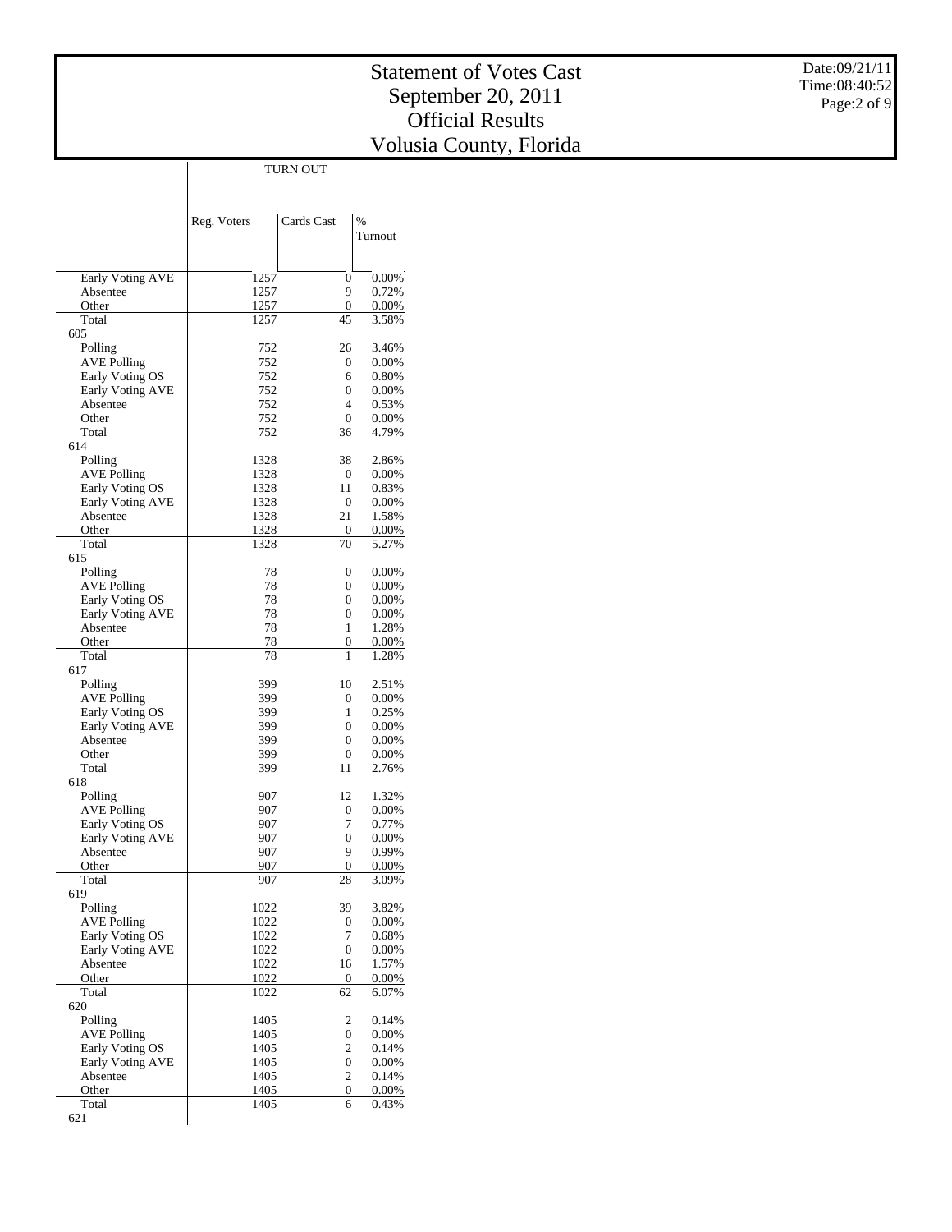# Statement of Votes Cast
## September 20, 2011
## Official Results
## Volusia County, Florida

Date:09/21/11
Time:08:40:52

| | TURN OUT | | |
|---|---|---|---|
| | Reg. Voters | Cards Cast | % Turnout |
| Early Voting AVE | 1257 | 0 | 0.00% |
| Absentee | 1257 | 9 | 0.72% |
| Other | 1257 | 0 | 0.00% |
| Total | 1257 | 45 | 3.58% |
| 605 | | | |
| Polling | 752 | 26 | 3.46% |
| AVE Polling | 752 | 0 | 0.00% |
| Early Voting OS | 752 | 6 | 0.80% |
| Early Voting AVE | 752 | 0 | 0.00% |
| Absentee | 752 | 4 | 0.53% |
| Other | 752 | 0 | 0.00% |
| Total | 752 | 36 | 4.79% |
| 614 | | | |
| Polling | 1328 | 38 | 2.86% |
| AVE Polling | 1328 | 0 | 0.00% |
| Early Voting OS | 1328 | 11 | 0.83% |
| Early Voting AVE | 1328 | 0 | 0.00% |
| Absentee | 1328 | 21 | 1.58% |
| Other | 1328 | 0 | 0.00% |
| Total | 1328 | 70 | 5.27% |
| 615 | | | |
| Polling | 78 | 0 | 0.00% |
| AVE Polling | 78 | 0 | 0.00% |
| Early Voting OS | 78 | 0 | 0.00% |
| Early Voting AVE | 78 | 0 | 0.00% |
| Absentee | 78 | 1 | 1.28% |
| Other | 78 | 0 | 0.00% |
| Total | 78 | 1 | 1.28% |
| 617 | | | |
| Polling | 399 | 10 | 2.51% |
| AVE Polling | 399 | 0 | 0.00% |
| Early Voting OS | 399 | 1 | 0.25% |
| Early Voting AVE | 399 | 0 | 0.00% |
| Absentee | 399 | 0 | 0.00% |
| Other | 399 | 0 | 0.00% |
| Total | 399 | 11 | 2.76% |
| 618 | | | |
| Polling | 907 | 12 | 1.32% |
| AVE Polling | 907 | 0 | 0.00% |
| Early Voting OS | 907 | 7 | 0.77% |
| Early Voting AVE | 907 | 0 | 0.00% |
| Absentee | 907 | 9 | 0.99% |
| Other | 907 | 0 | 0.00% |
| Total | 907 | 28 | 3.09% |
| 619 | | | |
| Polling | 1022 | 39 | 3.82% |
| AVE Polling | 1022 | 0 | 0.00% |
| Early Voting OS | 1022 | 7 | 0.68% |
| Early Voting AVE | 1022 | 0 | 0.00% |
| Absentee | 1022 | 16 | 1.57% |
| Other | 1022 | 0 | 0.00% |
| Total | 1022 | 62 | 6.07% |
| 620 | | | |
| Polling | 1405 | 2 | 0.14% |
| AVE Polling | 1405 | 0 | 0.00% |
| Early Voting OS | 1405 | 2 | 0.14% |
| Early Voting AVE | 1405 | 0 | 0.00% |
| Absentee | 1405 | 2 | 0.14% |
| Other | 1405 | 0 | 0.00% |
| Total | 1405 | 6 | 0.43% |
| 621 | | | |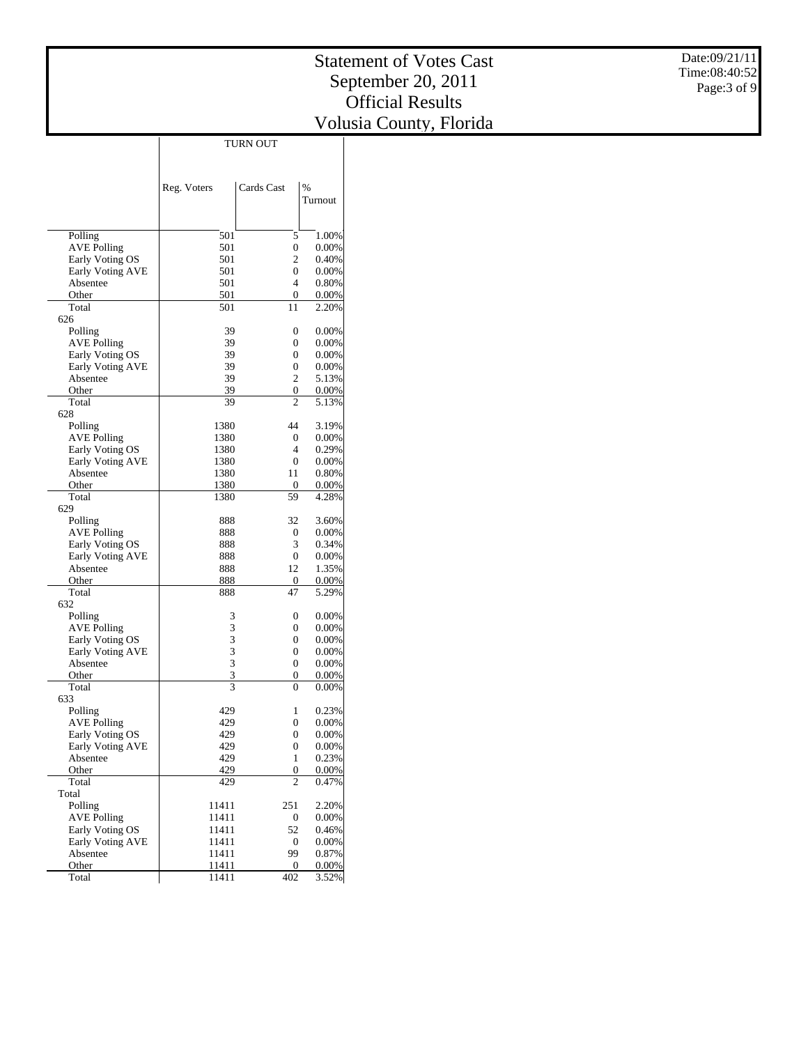# Statement of Votes Cast
## September 20, 2011
## Official Results
## Volusia County, Florida

Date:09/21/11
Time:08:40:52

| | TURN OUT | | |
|---|---|---|---|
| | Reg. Voters | Cards Cast | % Turnout |
| Polling | 501 | 5 | 1.00% |
| AVE Polling | 501 | 0 | 0.00% |
| Early Voting OS | 501 | 2 | 0.40% |
| Early Voting AVE | 501 | 0 | 0.00% |
| Absentee | 501 | 4 | 0.80% |
| Other | 501 | 0 | 0.00% |
| Total | 501 | 11 | 2.20% |
| 626 | | | |
| Polling | 39 | 0 | 0.00% |
| AVE Polling | 39 | 0 | 0.00% |
| Early Voting OS | 39 | 0 | 0.00% |
| Early Voting AVE | 39 | 0 | 0.00% |
| Absentee | 39 | 2 | 5.13% |
| Other | 39 | 0 | 0.00% |
| Total | 39 | 2 | 5.13% |
| 628 | | | |
| Polling | 1380 | 44 | 3.19% |
| AVE Polling | 1380 | 0 | 0.00% |
| Early Voting OS | 1380 | 4 | 0.29% |
| Early Voting AVE | 1380 | 0 | 0.00% |
| Absentee | 1380 | 11 | 0.80% |
| Other | 1380 | 0 | 0.00% |
| Total | 1380 | 59 | 4.28% |
| 629 | | | |
| Polling | 888 | 32 | 3.60% |
| AVE Polling | 888 | 0 | 0.00% |
| Early Voting OS | 888 | 3 | 0.34% |
| Early Voting AVE | 888 | 0 | 0.00% |
| Absentee | 888 | 12 | 1.35% |
| Other | 888 | 0 | 0.00% |
| Total | 888 | 47 | 5.29% |
| 632 | | | |
| Polling | 3 | 0 | 0.00% |
| AVE Polling | 3 | 0 | 0.00% |
| Early Voting OS | 3 | 0 | 0.00% |
| Early Voting AVE | 3 | 0 | 0.00% |
| Absentee | 3 | 0 | 0.00% |
| Other | 3 | 0 | 0.00% |
| Total | 3 | 0 | 0.00% |
| 633 | | | |
| Polling | 429 | 1 | 0.23% |
| AVE Polling | 429 | 0 | 0.00% |
| Early Voting OS | 429 | 0 | 0.00% |
| Early Voting AVE | 429 | 0 | 0.00% |
| Absentee | 429 | 1 | 0.23% |
| Other | 429 | 0 | 0.00% |
| Total | 429 | 2 | 0.47% |
| Total | | | |
| Polling | 11411 | 251 | 2.20% |
| AVE Polling | 11411 | 0 | 0.00% |
| Early Voting OS | 11411 | 52 | 0.46% |
| Early Voting AVE | 11411 | 0 | 0.00% |
| Absentee | 11411 | 99 | 0.87% |
| Other | 11411 | 0 | 0.00% |
| Total | 11411 | 402 | 3.52% |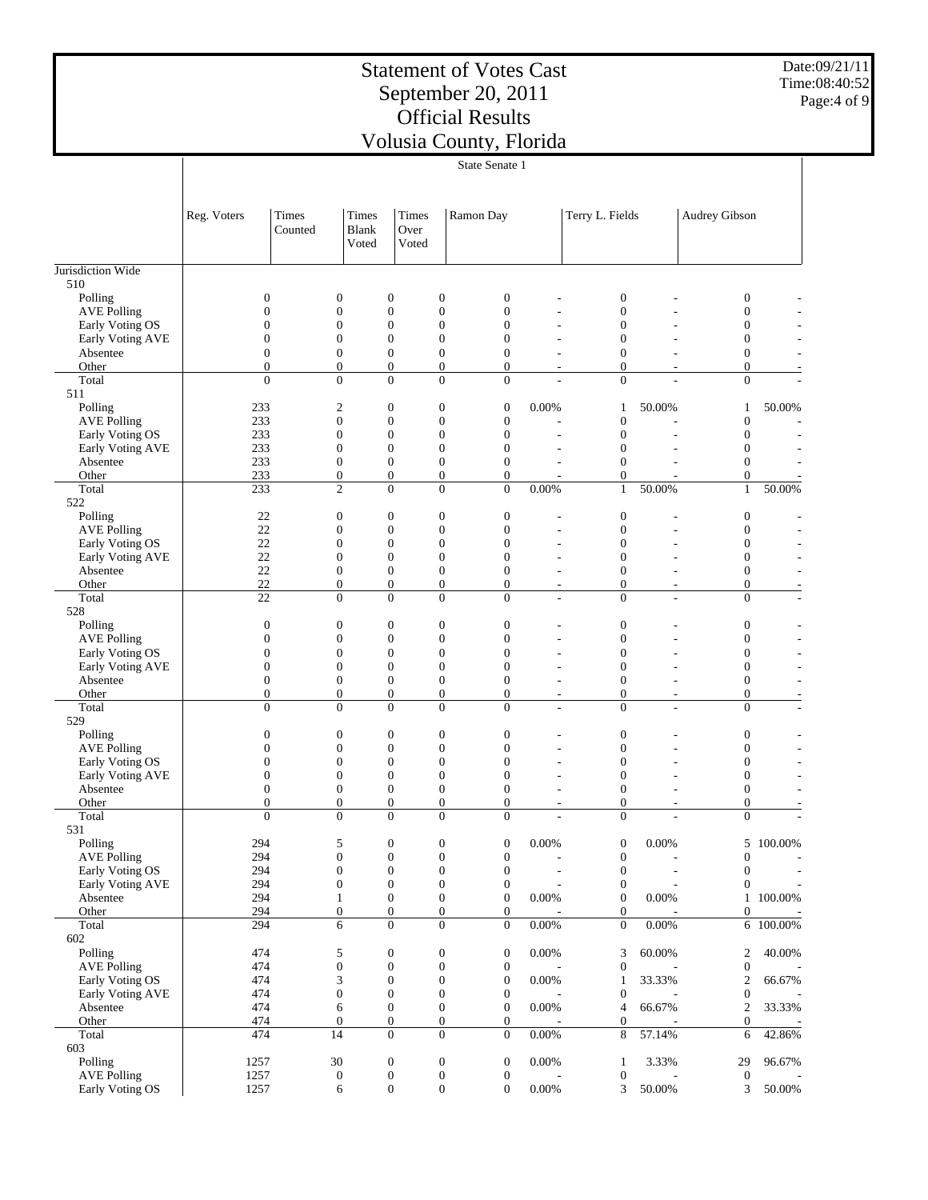# Statement of Votes Cast
# September 20, 2011
# Official Results
# Volusia County, Florida

Date:09/21/11
Time:08:40:52

## State Senate 1

| | Reg. Voters | Times Counted | Times Blank Voted | Times Over Voted | Ramon Day | | Terry L. Fields | | Audrey Gibson | |
|---|---|---|---|---|---|---|---|---|---|---|
| **Jurisdiction Wide** | | | | | | | | | | |
| **510** | | | | | | | | | | |
| Polling | 0 | 0 | 0 | 0 | 0 | - | 0 | - | 0 | - |
| AVE Polling | 0 | 0 | 0 | 0 | 0 | - | 0 | - | 0 | - |
| Early Voting OS | 0 | 0 | 0 | 0 | 0 | - | 0 | - | 0 | - |
| Early Voting AVE | 0 | 0 | 0 | 0 | 0 | - | 0 | - | 0 | - |
| Absentee | 0 | 0 | 0 | 0 | 0 | - | 0 | - | 0 | - |
| Other | 0 | 0 | 0 | 0 | 0 | - | 0 | - | 0 | - |
| Total | 0 | 0 | 0 | 0 | 0 | - | 0 | - | 0 | - |
| **511** | | | | | | | | | | |
| Polling | 233 | 2 | 0 | 0 | 0 | 0.00% | 1 | 50.00% | 1 | 50.00% |
| AVE Polling | 233 | 0 | 0 | 0 | 0 | - | 0 | - | 0 | - |
| Early Voting OS | 233 | 0 | 0 | 0 | 0 | - | 0 | - | 0 | - |
| Early Voting AVE | 233 | 0 | 0 | 0 | 0 | - | 0 | - | 0 | - |
| Absentee | 233 | 0 | 0 | 0 | 0 | - | 0 | - | 0 | - |
| Other | 233 | 0 | 0 | 0 | 0 | - | 0 | - | 0 | - |
| Total | 233 | 2 | 0 | 0 | 0 | 0.00% | 1 | 50.00% | 1 | 50.00% |
| **522** | | | | | | | | | | |
| Polling | 22 | 0 | 0 | 0 | 0 | - | 0 | - | 0 | - |
| AVE Polling | 22 | 0 | 0 | 0 | 0 | - | 0 | - | 0 | - |
| Early Voting OS | 22 | 0 | 0 | 0 | 0 | - | 0 | - | 0 | - |
| Early Voting AVE | 22 | 0 | 0 | 0 | 0 | - | 0 | - | 0 | - |
| Absentee | 22 | 0 | 0 | 0 | 0 | - | 0 | - | 0 | - |
| Other | 22 | 0 | 0 | 0 | 0 | - | 0 | - | 0 | - |
| Total | 22 | 0 | 0 | 0 | 0 | - | 0 | - | 0 | - |
| **528** | | | | | | | | | | |
| Polling | 0 | 0 | 0 | 0 | 0 | - | 0 | - | 0 | - |
| AVE Polling | 0 | 0 | 0 | 0 | 0 | - | 0 | - | 0 | - |
| Early Voting OS | 0 | 0 | 0 | 0 | 0 | - | 0 | - | 0 | - |
| Early Voting AVE | 0 | 0 | 0 | 0 | 0 | - | 0 | - | 0 | - |
| Absentee | 0 | 0 | 0 | 0 | 0 | - | 0 | - | 0 | - |
| Other | 0 | 0 | 0 | 0 | 0 | - | 0 | - | 0 | - |
| Total | 0 | 0 | 0 | 0 | 0 | - | 0 | - | 0 | - |
| **529** | | | | | | | | | | |
| Polling | 0 | 0 | 0 | 0 | 0 | - | 0 | - | 0 | - |
| AVE Polling | 0 | 0 | 0 | 0 | 0 | - | 0 | - | 0 | - |
| Early Voting OS | 0 | 0 | 0 | 0 | 0 | - | 0 | - | 0 | - |
| Early Voting AVE | 0 | 0 | 0 | 0 | 0 | - | 0 | - | 0 | - |
| Absentee | 0 | 0 | 0 | 0 | 0 | - | 0 | - | 0 | - |
| Other | 0 | 0 | 0 | 0 | 0 | - | 0 | - | 0 | - |
| Total | 0 | 0 | 0 | 0 | 0 | - | 0 | - | 0 | - |
| **531** | | | | | | | | | | |
| Polling | 294 | 5 | 0 | 0 | 0 | 0.00% | 0 | 0.00% | 5 | 100.00% |
| AVE Polling | 294 | 0 | 0 | 0 | 0 | - | 0 | - | 0 | - |
| Early Voting OS | 294 | 0 | 0 | 0 | 0 | - | 0 | - | 0 | - |
| Early Voting AVE | 294 | 0 | 0 | 0 | 0 | - | 0 | - | 0 | - |
| Absentee | 294 | 1 | 0 | 0 | 0 | 0.00% | 0 | 0.00% | 1 | 100.00% |
| Other | 294 | 0 | 0 | 0 | 0 | - | 0 | - | 0 | - |
| Total | 294 | 6 | 0 | 0 | 0 | 0.00% | 0 | 0.00% | 6 | 100.00% |
| **602** | | | | | | | | | | |
| Polling | 474 | 5 | 0 | 0 | 0 | 0.00% | 3 | 60.00% | 2 | 40.00% |
| AVE Polling | 474 | 0 | 0 | 0 | 0 | - | 0 | - | 0 | - |
| Early Voting OS | 474 | 3 | 0 | 0 | 0 | 0.00% | 1 | 33.33% | 2 | 66.67% |
| Early Voting AVE | 474 | 0 | 0 | 0 | 0 | - | 0 | - | 0 | - |
| Absentee | 474 | 6 | 0 | 0 | 0 | 0.00% | 4 | 66.67% | 2 | 33.33% |
| Other | 474 | 0 | 0 | 0 | 0 | - | 0 | - | 0 | - |
| Total | 474 | 14 | 0 | 0 | 0 | 0.00% | 8 | 57.14% | 6 | 42.86% |
| **603** | | | | | | | | | | |
| Polling | 1257 | 30 | 0 | 0 | 0 | 0.00% | 1 | 3.33% | 29 | 96.67% |
| AVE Polling | 1257 | 0 | 0 | 0 | 0 | - | 0 | - | 0 | - |
| Early Voting OS | 1257 | 6 | 0 | 0 | 0 | 0.00% | 3 | 50.00% | 3 | 50.00% |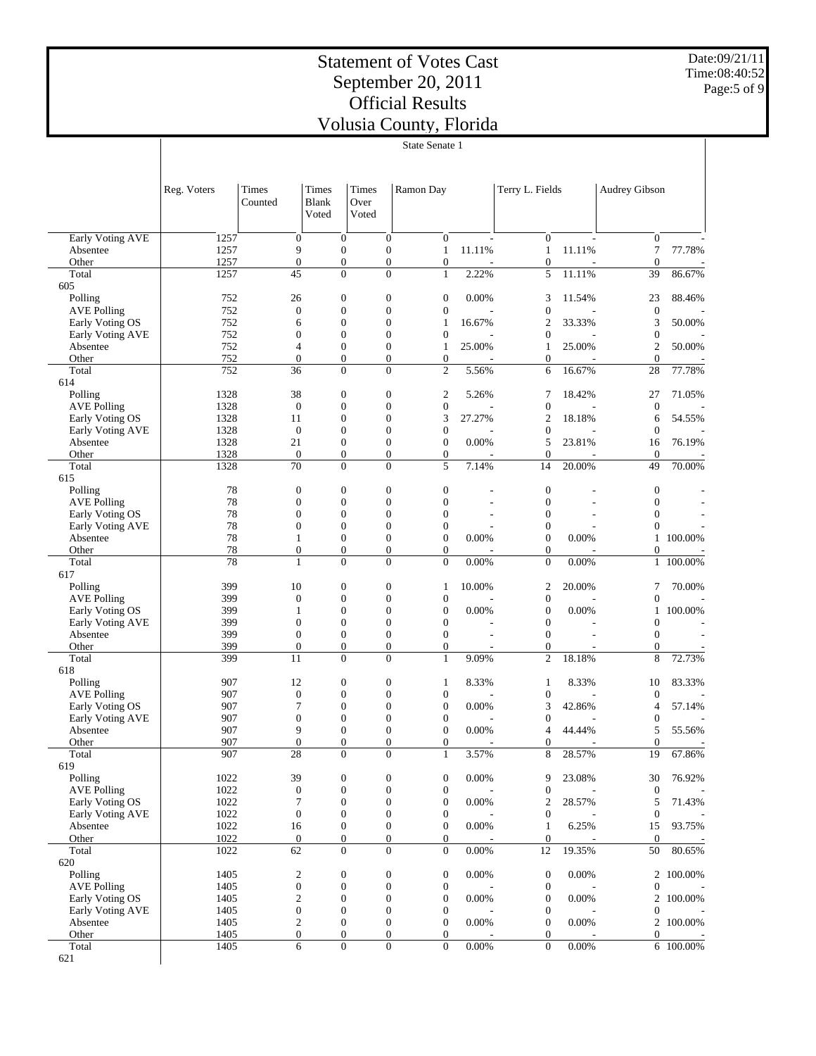# Statement of Votes Cast
## September 20, 2011
## Official Results
## Volusia County, Florida

Date:09/21/11
Time:08:40:52

State Senate 1

| | Reg. Voters | Times Counted | Times Blank Voted | Times Over Voted | Ramon Day | | Terry L. Fields | | Audrey Gibson | |
|---|---|---|---|---|---|---|---|---|---|---|
| Early Voting AVE | 1257 | 0 | 0 | 0 | 0 | - | 0 | - | 0 | - |
| Absentee | 1257 | 9 | 0 | 0 | 1 | 11.11% | 1 | 11.11% | 7 | 77.78% |
| Other | 1257 | 0 | 0 | 0 | 0 | - | 0 | - | 0 | - |
| Total | 1257 | 45 | 0 | 0 | 1 | 2.22% | 5 | 11.11% | 39 | 86.67% |
| 605 | | | | | | | | | | |
| Polling | 752 | 26 | 0 | 0 | 0 | 0.00% | 3 | 11.54% | 23 | 88.46% |
| AVE Polling | 752 | 0 | 0 | 0 | 0 | - | 0 | - | 0 | - |
| Early Voting OS | 752 | 6 | 0 | 0 | 1 | 16.67% | 2 | 33.33% | 3 | 50.00% |
| Early Voting AVE | 752 | 0 | 0 | 0 | 0 | - | 0 | - | 0 | - |
| Absentee | 752 | 4 | 0 | 0 | 1 | 25.00% | 1 | 25.00% | 2 | 50.00% |
| Other | 752 | 0 | 0 | 0 | 0 | - | 0 | - | 0 | - |
| Total | 752 | 36 | 0 | 0 | 2 | 5.56% | 6 | 16.67% | 28 | 77.78% |
| 614 | | | | | | | | | | |
| Polling | 1328 | 38 | 0 | 0 | 2 | 5.26% | 7 | 18.42% | 27 | 71.05% |
| AVE Polling | 1328 | 0 | 0 | 0 | 0 | - | 0 | - | 0 | - |
| Early Voting OS | 1328 | 11 | 0 | 0 | 3 | 27.27% | 2 | 18.18% | 6 | 54.55% |
| Early Voting AVE | 1328 | 0 | 0 | 0 | 0 | - | 0 | - | 0 | - |
| Absentee | 1328 | 21 | 0 | 0 | 0 | 0.00% | 5 | 23.81% | 16 | 76.19% |
| Other | 1328 | 0 | 0 | 0 | 0 | - | 0 | - | 0 | - |
| Total | 1328 | 70 | 0 | 0 | 5 | 7.14% | 14 | 20.00% | 49 | 70.00% |
| 615 | | | | | | | | | | |
| Polling | 78 | 0 | 0 | 0 | 0 | - | 0 | - | 0 | - |
| AVE Polling | 78 | 0 | 0 | 0 | 0 | - | 0 | - | 0 | - |
| Early Voting OS | 78 | 0 | 0 | 0 | 0 | - | 0 | - | 0 | - |
| Early Voting AVE | 78 | 0 | 0 | 0 | 0 | - | 0 | - | 0 | - |
| Absentee | 78 | 1 | 0 | 0 | 0 | 0.00% | 0 | 0.00% | 1 | 100.00% |
| Other | 78 | 0 | 0 | 0 | 0 | - | 0 | - | 0 | - |
| Total | 78 | 1 | 0 | 0 | 0 | 0.00% | 0 | 0.00% | 1 | 100.00% |
| 617 | | | | | | | | | | |
| Polling | 399 | 10 | 0 | 0 | 1 | 10.00% | 2 | 20.00% | 7 | 70.00% |
| AVE Polling | 399 | 0 | 0 | 0 | 0 | - | 0 | - | 0 | - |
| Early Voting OS | 399 | 1 | 0 | 0 | 0 | 0.00% | 0 | 0.00% | 1 | 100.00% |
| Early Voting AVE | 399 | 0 | 0 | 0 | 0 | - | 0 | - | 0 | - |
| Absentee | 399 | 0 | 0 | 0 | 0 | - | 0 | - | 0 | - |
| Other | 399 | 0 | 0 | 0 | 0 | - | 0 | - | 0 | - |
| Total | 399 | 11 | 0 | 0 | 1 | 9.09% | 2 | 18.18% | 8 | 72.73% |
| 618 | | | | | | | | | | |
| Polling | 907 | 12 | 0 | 0 | 1 | 8.33% | 1 | 8.33% | 10 | 83.33% |
| AVE Polling | 907 | 0 | 0 | 0 | 0 | - | 0 | - | 0 | - |
| Early Voting OS | 907 | 7 | 0 | 0 | 0 | 0.00% | 3 | 42.86% | 4 | 57.14% |
| Early Voting AVE | 907 | 0 | 0 | 0 | 0 | - | 0 | - | 0 | - |
| Absentee | 907 | 9 | 0 | 0 | 0 | 0.00% | 4 | 44.44% | 5 | 55.56% |
| Other | 907 | 0 | 0 | 0 | 0 | - | 0 | - | 0 | - |
| Total | 907 | 28 | 0 | 0 | 1 | 3.57% | 8 | 28.57% | 19 | 67.86% |
| 619 | | | | | | | | | | |
| Polling | 1022 | 39 | 0 | 0 | 0 | 0.00% | 9 | 23.08% | 30 | 76.92% |
| AVE Polling | 1022 | 0 | 0 | 0 | 0 | - | 0 | - | 0 | - |
| Early Voting OS | 1022 | 7 | 0 | 0 | 0 | 0.00% | 2 | 28.57% | 5 | 71.43% |
| Early Voting AVE | 1022 | 0 | 0 | 0 | 0 | - | 0 | - | 0 | - |
| Absentee | 1022 | 16 | 0 | 0 | 0 | 0.00% | 1 | 6.25% | 15 | 93.75% |
| Other | 1022 | 0 | 0 | 0 | 0 | - | 0 | - | 0 | - |
| Total | 1022 | 62 | 0 | 0 | 0 | 0.00% | 12 | 19.35% | 50 | 80.65% |
| 620 | | | | | | | | | | |
| Polling | 1405 | 2 | 0 | 0 | 0 | 0.00% | 0 | 0.00% | 2 | 100.00% |
| AVE Polling | 1405 | 0 | 0 | 0 | 0 | - | 0 | - | 0 | - |
| Early Voting OS | 1405 | 2 | 0 | 0 | 0 | 0.00% | 0 | 0.00% | 2 | 100.00% |
| Early Voting AVE | 1405 | 0 | 0 | 0 | 0 | - | 0 | - | 0 | - |
| Absentee | 1405 | 2 | 0 | 0 | 0 | 0.00% | 0 | 0.00% | 2 | 100.00% |
| Other | 1405 | 0 | 0 | 0 | 0 | - | 0 | - | 0 | - |
| Total | 1405 | 6 | 0 | 0 | 0 | 0.00% | 0 | 0.00% | 6 | 100.00% |
| 621 | | | | | | | | | | |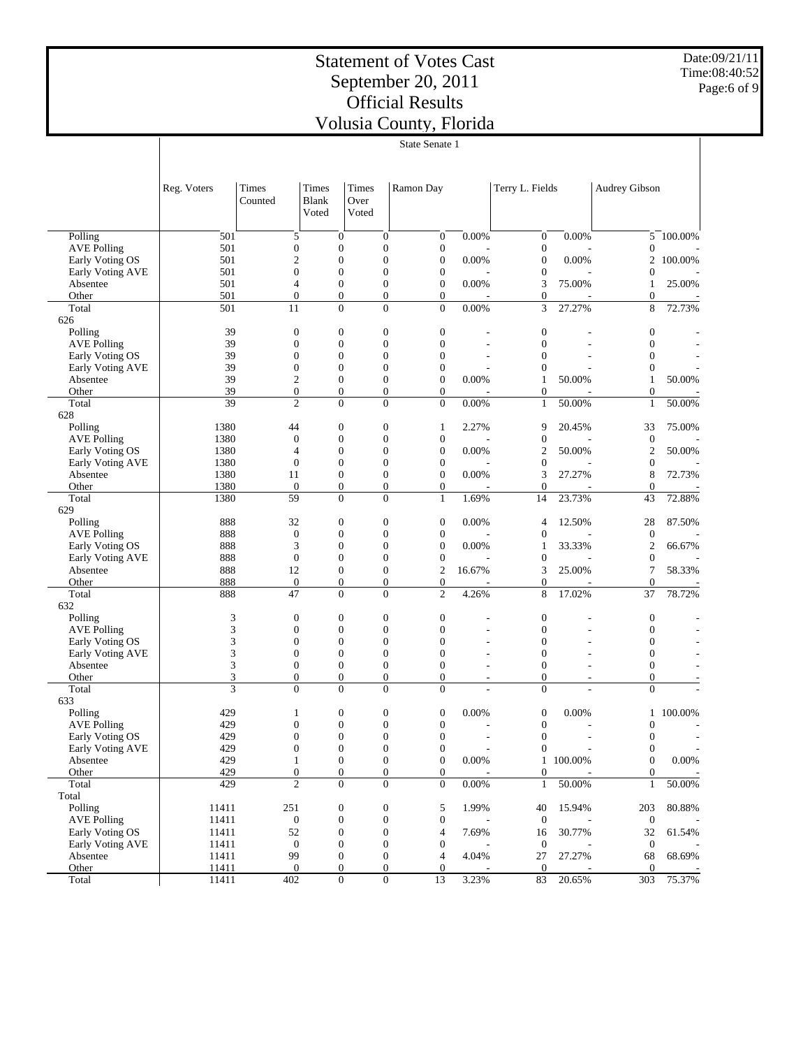# Statement of Votes Cast
## September 20, 2011
## Official Results
## Volusia County, Florida

Date:09/21/11
Time:08:40:52

State Senate 1

| | Reg. Voters | Times Counted | Times Blank Voted | Times Over Voted | Ramon Day | | Terry L. Fields | | Audrey Gibson | |
|---|---|---|---|---|---|---|---|---|---|---|
| Polling | 501 | 5 | 0 | 0 | 0 | 0.00% | 0 | 0.00% | 5 | 100.00% |
| AVE Polling | 501 | 0 | 0 | 0 | 0 | - | 0 | - | 0 | - |
| Early Voting OS | 501 | 2 | 0 | 0 | 0 | 0.00% | 0 | 0.00% | 2 | 100.00% |
| Early Voting AVE | 501 | 0 | 0 | 0 | 0 | - | 0 | - | 0 | - |
| Absentee | 501 | 4 | 0 | 0 | 0 | 0.00% | 3 | 75.00% | 1 | 25.00% |
| Other | 501 | 0 | 0 | 0 | 0 | - | 0 | - | 0 | - |
| Total | 501 | 11 | 0 | 0 | 0 | 0.00% | 3 | 27.27% | 8 | 72.73% |
| 626 | | | | | | | | | | |
| Polling | 39 | 0 | 0 | 0 | 0 | - | 0 | - | 0 | - |
| AVE Polling | 39 | 0 | 0 | 0 | 0 | - | 0 | - | 0 | - |
| Early Voting OS | 39 | 0 | 0 | 0 | 0 | - | 0 | - | 0 | - |
| Early Voting AVE | 39 | 0 | 0 | 0 | 0 | - | 0 | - | 0 | - |
| Absentee | 39 | 2 | 0 | 0 | 0 | 0.00% | 1 | 50.00% | 1 | 50.00% |
| Other | 39 | 0 | 0 | 0 | 0 | - | 0 | - | 0 | - |
| Total | 39 | 2 | 0 | 0 | 0 | 0.00% | 1 | 50.00% | 1 | 50.00% |
| 628 | | | | | | | | | | |
| Polling | 1380 | 44 | 0 | 0 | 1 | 2.27% | 9 | 20.45% | 33 | 75.00% |
| AVE Polling | 1380 | 0 | 0 | 0 | 0 | - | 0 | - | 0 | - |
| Early Voting OS | 1380 | 4 | 0 | 0 | 0 | 0.00% | 2 | 50.00% | 2 | 50.00% |
| Early Voting AVE | 1380 | 0 | 0 | 0 | 0 | - | 0 | - | 0 | - |
| Absentee | 1380 | 11 | 0 | 0 | 0 | 0.00% | 3 | 27.27% | 8 | 72.73% |
| Other | 1380 | 0 | 0 | 0 | 0 | - | 0 | - | 0 | - |
| Total | 1380 | 59 | 0 | 0 | 1 | 1.69% | 14 | 23.73% | 43 | 72.88% |
| 629 | | | | | | | | | | |
| Polling | 888 | 32 | 0 | 0 | 0 | 0.00% | 4 | 12.50% | 28 | 87.50% |
| AVE Polling | 888 | 0 | 0 | 0 | 0 | - | 0 | - | 0 | - |
| Early Voting OS | 888 | 3 | 0 | 0 | 0 | 0.00% | 1 | 33.33% | 2 | 66.67% |
| Early Voting AVE | 888 | 0 | 0 | 0 | 0 | - | 0 | - | 0 | - |
| Absentee | 888 | 12 | 0 | 0 | 2 | 16.67% | 3 | 25.00% | 7 | 58.33% |
| Other | 888 | 0 | 0 | 0 | 0 | - | 0 | - | 0 | - |
| Total | 888 | 47 | 0 | 0 | 2 | 4.26% | 8 | 17.02% | 37 | 78.72% |
| 632 | | | | | | | | | | |
| Polling | 3 | 0 | 0 | 0 | 0 | - | 0 | - | 0 | - |
| AVE Polling | 3 | 0 | 0 | 0 | 0 | - | 0 | - | 0 | - |
| Early Voting OS | 3 | 0 | 0 | 0 | 0 | - | 0 | - | 0 | - |
| Early Voting AVE | 3 | 0 | 0 | 0 | 0 | - | 0 | - | 0 | - |
| Absentee | 3 | 0 | 0 | 0 | 0 | - | 0 | - | 0 | - |
| Other | 3 | 0 | 0 | 0 | 0 | - | 0 | - | 0 | - |
| Total | 3 | 0 | 0 | 0 | 0 | - | 0 | - | 0 | - |
| 633 | | | | | | | | | | |
| Polling | 429 | 1 | 0 | 0 | 0 | 0.00% | 0 | 0.00% | 1 | 100.00% |
| AVE Polling | 429 | 0 | 0 | 0 | 0 | - | 0 | - | 0 | - |
| Early Voting OS | 429 | 0 | 0 | 0 | 0 | - | 0 | - | 0 | - |
| Early Voting AVE | 429 | 0 | 0 | 0 | 0 | - | 0 | - | 0 | - |
| Absentee | 429 | 1 | 0 | 0 | 0 | 0.00% | 1 | 100.00% | 0 | 0.00% |
| Other | 429 | 0 | 0 | 0 | 0 | - | 0 | - | 0 | - |
| Total | 429 | 2 | 0 | 0 | 0 | 0.00% | 1 | 50.00% | 1 | 50.00% |
| Total | | | | | | | | | | |
| Polling | 11411 | 251 | 0 | 0 | 5 | 1.99% | 40 | 15.94% | 203 | 80.88% |
| AVE Polling | 11411 | 0 | 0 | 0 | 0 | - | 0 | - | 0 | - |
| Early Voting OS | 11411 | 52 | 0 | 0 | 4 | 7.69% | 16 | 30.77% | 32 | 61.54% |
| Early Voting AVE | 11411 | 0 | 0 | 0 | 0 | - | 0 | - | 0 | - |
| Absentee | 11411 | 99 | 0 | 0 | 4 | 4.04% | 27 | 27.27% | 68 | 68.69% |
| Other | 11411 | 0 | 0 | 0 | 0 | - | 0 | - | 0 | - |
| Total | 11411 | 402 | 0 | 0 | 13 | 3.23% | 83 | 20.65% | 303 | 75.37% |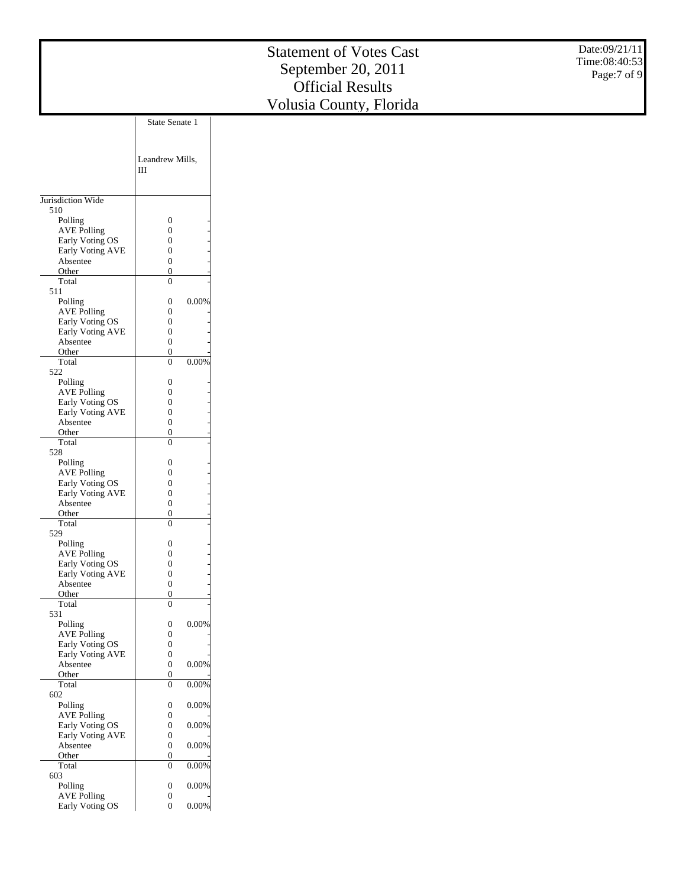# Statement of Votes Cast
## September 20, 2011
## Official Results
## Volusia County, Florida

Date:09/21/11
Time:08:40:53

| | State Senate 1 | |
|---|---|---|
| | Leandrew Mills, III | |
| Jurisdiction Wide | | |
| 510 | | |
| Polling | 0 | - |
| AVE Polling | 0 | - |
| Early Voting OS | 0 | - |
| Early Voting AVE | 0 | - |
| Absentee | 0 | - |
| Other | 0 | - |
| Total | 0 | - |
| 511 | | |
| Polling | 0 | 0.00% |
| AVE Polling | 0 | - |
| Early Voting OS | 0 | - |
| Early Voting AVE | 0 | - |
| Absentee | 0 | - |
| Other | 0 | - |
| Total | 0 | 0.00% |
| 522 | | |
| Polling | 0 | - |
| AVE Polling | 0 | - |
| Early Voting OS | 0 | - |
| Early Voting AVE | 0 | - |
| Absentee | 0 | - |
| Other | 0 | - |
| Total | 0 | - |
| 528 | | |
| Polling | 0 | - |
| AVE Polling | 0 | - |
| Early Voting OS | 0 | - |
| Early Voting AVE | 0 | - |
| Absentee | 0 | - |
| Other | 0 | - |
| Total | 0 | - |
| 529 | | |
| Polling | 0 | - |
| AVE Polling | 0 | - |
| Early Voting OS | 0 | - |
| Early Voting AVE | 0 | - |
| Absentee | 0 | - |
| Other | 0 | - |
| Total | 0 | - |
| 531 | | |
| Polling | 0 | 0.00% |
| AVE Polling | 0 | - |
| Early Voting OS | 0 | - |
| Early Voting AVE | 0 | - |
| Absentee | 0 | 0.00% |
| Other | 0 | - |
| Total | 0 | 0.00% |
| 602 | | |
| Polling | 0 | 0.00% |
| AVE Polling | 0 | - |
| Early Voting OS | 0 | 0.00% |
| Early Voting AVE | 0 | - |
| Absentee | 0 | 0.00% |
| Other | 0 | - |
| Total | 0 | 0.00% |
| 603 | | |
| Polling | 0 | 0.00% |
| AVE Polling | 0 | - |
| Early Voting OS | 0 | 0.00% |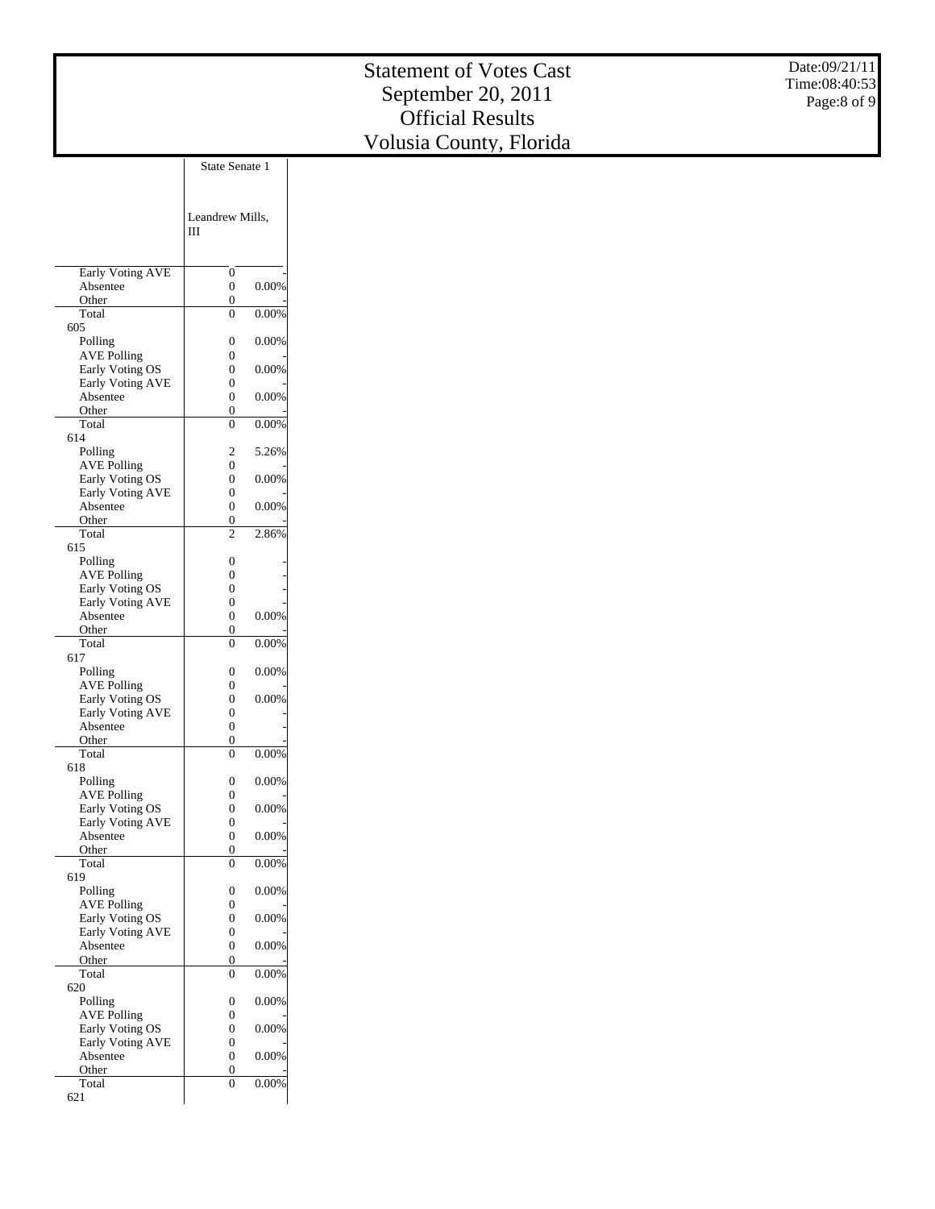# Statement of Votes Cast
## September 20, 2011
## Official Results
## Volusia County, Florida

Date:09/21/11
Time:08:40:53

| | State Senate 1 | |
|---|---|---|
| | Leandrew Mills, III | |
| Early Voting AVE | 0 | - |
| Absentee | 0 | 0.00% |
| Other | 0 | - |
| Total | 0 | 0.00% |
| 605 | | |
| Polling | 0 | 0.00% |
| AVE Polling | 0 | - |
| Early Voting OS | 0 | 0.00% |
| Early Voting AVE | 0 | - |
| Absentee | 0 | 0.00% |
| Other | 0 | - |
| Total | 0 | 0.00% |
| 614 | | |
| Polling | 2 | 5.26% |
| AVE Polling | 0 | - |
| Early Voting OS | 0 | 0.00% |
| Early Voting AVE | 0 | - |
| Absentee | 0 | 0.00% |
| Other | 0 | - |
| Total | 2 | 2.86% |
| 615 | | |
| Polling | 0 | - |
| AVE Polling | 0 | - |
| Early Voting OS | 0 | - |
| Early Voting AVE | 0 | - |
| Absentee | 0 | 0.00% |
| Other | 0 | - |
| Total | 0 | 0.00% |
| 617 | | |
| Polling | 0 | 0.00% |
| AVE Polling | 0 | - |
| Early Voting OS | 0 | 0.00% |
| Early Voting AVE | 0 | - |
| Absentee | 0 | - |
| Other | 0 | - |
| Total | 0 | 0.00% |
| 618 | | |
| Polling | 0 | 0.00% |
| AVE Polling | 0 | - |
| Early Voting OS | 0 | 0.00% |
| Early Voting AVE | 0 | - |
| Absentee | 0 | 0.00% |
| Other | 0 | - |
| Total | 0 | 0.00% |
| 619 | | |
| Polling | 0 | 0.00% |
| AVE Polling | 0 | - |
| Early Voting OS | 0 | 0.00% |
| Early Voting AVE | 0 | - |
| Absentee | 0 | 0.00% |
| Other | 0 | - |
| Total | 0 | 0.00% |
| 620 | | |
| Polling | 0 | 0.00% |
| AVE Polling | 0 | - |
| Early Voting OS | 0 | 0.00% |
| Early Voting AVE | 0 | - |
| Absentee | 0 | 0.00% |
| Other | 0 | - |
| Total | 0 | 0.00% |
| 621 | | |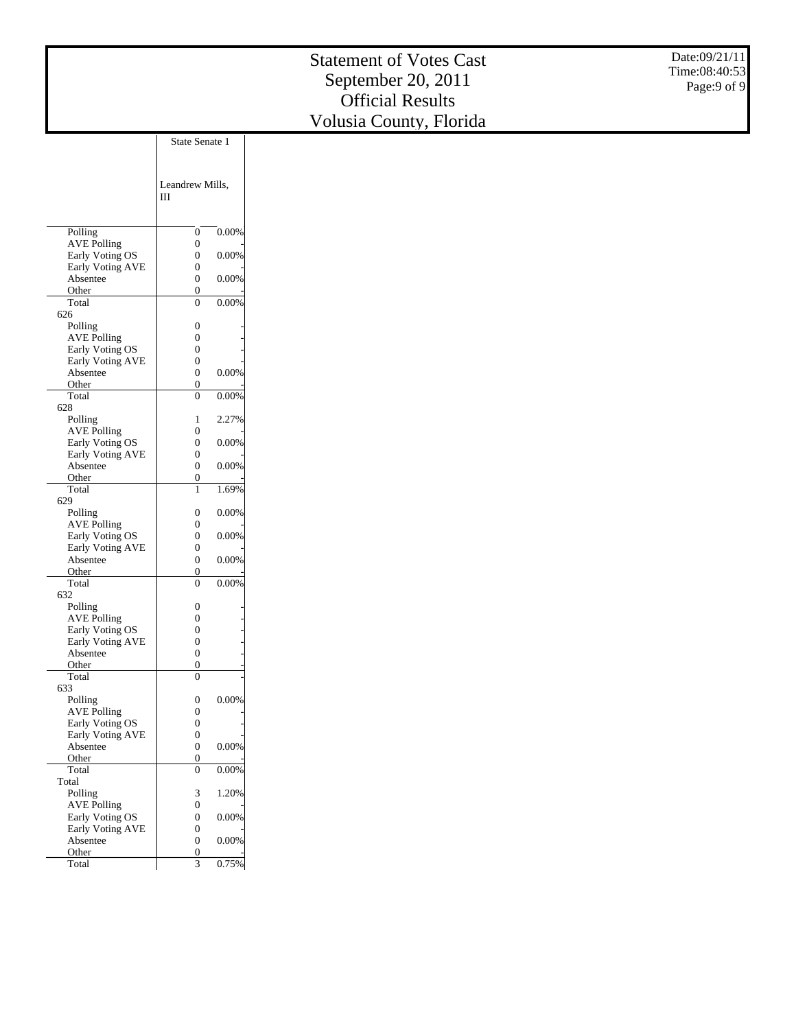# Statement of Votes Cast
# September 20, 2011
# Official Results
# Volusia County, Florida

| | State Senate 1 | |
|---|---|---|
| | Leandrew Mills, III | |
| Polling | 0 | 0.00% |
| AVE Polling | 0 | - |
| Early Voting OS | 0 | 0.00% |
| Early Voting AVE | 0 | - |
| Absentee | 0 | 0.00% |
| Other | 0 | - |
| Total | 0 | 0.00% |
| 626 | | |
| Polling | 0 | - |
| AVE Polling | 0 | - |
| Early Voting OS | 0 | - |
| Early Voting AVE | 0 | - |
| Absentee | 0 | 0.00% |
| Other | 0 | - |
| Total | 0 | 0.00% |
| 628 | | |
| Polling | 1 | 2.27% |
| AVE Polling | 0 | - |
| Early Voting OS | 0 | 0.00% |
| Early Voting AVE | 0 | - |
| Absentee | 0 | 0.00% |
| Other | 0 | - |
| Total | 1 | 1.69% |
| 629 | | |
| Polling | 0 | 0.00% |
| AVE Polling | 0 | - |
| Early Voting OS | 0 | 0.00% |
| Early Voting AVE | 0 | - |
| Absentee | 0 | 0.00% |
| Other | 0 | - |
| Total | 0 | 0.00% |
| 632 | | |
| Polling | 0 | - |
| AVE Polling | 0 | - |
| Early Voting OS | 0 | - |
| Early Voting AVE | 0 | - |
| Absentee | 0 | - |
| Other | 0 | - |
| Total | 0 | - |
| 633 | | |
| Polling | 0 | 0.00% |
| AVE Polling | 0 | - |
| Early Voting OS | 0 | - |
| Early Voting AVE | 0 | - |
| Absentee | 0 | 0.00% |
| Other | 0 | - |
| Total | 0 | 0.00% |
| Total | | |
| Polling | 3 | 1.20% |
| AVE Polling | 0 | - |
| Early Voting OS | 0 | 0.00% |
| Early Voting AVE | 0 | - |
| Absentee | 0 | 0.00% |
| Other | 0 | - |
| Total | 3 | 0.75% |